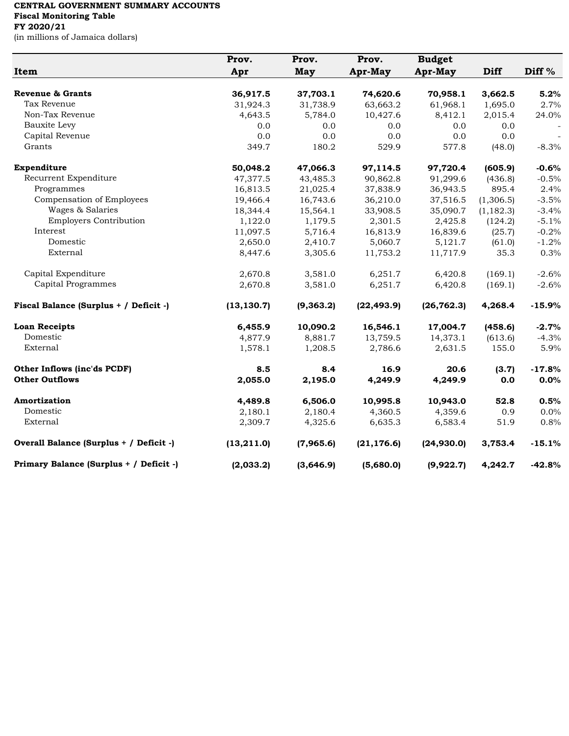**CENTRAL GOVERNMENT SUMMARY ACCOUNTS**
**Fiscal Monitoring Table**
**FY 2020/21**
(in millions of Jamaica dollars)

| Item | Prov. Apr | Prov. May | Prov. Apr-May | Budget Apr-May | Diff | Diff % |
|---|---|---|---|---|---|---|
| **Revenue & Grants** | **36,917.5** | **37,703.1** | **74,620.6** | **70,958.1** | **3,662.5** | **5.2%** |
| Tax Revenue | 31,924.3 | 31,738.9 | 63,663.2 | 61,968.1 | 1,695.0 | 2.7% |
| Non-Tax Revenue | 4,643.5 | 5,784.0 | 10,427.6 | 8,412.1 | 2,015.4 | 24.0% |
| Bauxite Levy | 0.0 | 0.0 | 0.0 | 0.0 | 0.0 | - |
| Capital Revenue | 0.0 | 0.0 | 0.0 | 0.0 | 0.0 | - |
| Grants | 349.7 | 180.2 | 529.9 | 577.8 | (48.0) | -8.3% |
| **Expenditure** | **50,048.2** | **47,066.3** | **97,114.5** | **97,720.4** | **(605.9)** | **-0.6%** |
| Recurrent Expenditure | 47,377.5 | 43,485.3 | 90,862.8 | 91,299.6 | (436.8) | -0.5% |
| Programmes | 16,813.5 | 21,025.4 | 37,838.9 | 36,943.5 | 895.4 | 2.4% |
| Compensation of Employees | 19,466.4 | 16,743.6 | 36,210.0 | 37,516.5 | (1,306.5) | -3.5% |
| Wages & Salaries | 18,344.4 | 15,564.1 | 33,908.5 | 35,090.7 | (1,182.3) | -3.4% |
| Employers Contribution | 1,122.0 | 1,179.5 | 2,301.5 | 2,425.8 | (124.2) | -5.1% |
| Interest | 11,097.5 | 5,716.4 | 16,813.9 | 16,839.6 | (25.7) | -0.2% |
| Domestic | 2,650.0 | 2,410.7 | 5,060.7 | 5,121.7 | (61.0) | -1.2% |
| External | 8,447.6 | 3,305.6 | 11,753.2 | 11,717.9 | 35.3 | 0.3% |
| Capital Expenditure | 2,670.8 | 3,581.0 | 6,251.7 | 6,420.8 | (169.1) | -2.6% |
| Capital Programmes | 2,670.8 | 3,581.0 | 6,251.7 | 6,420.8 | (169.1) | -2.6% |
| **Fiscal Balance (Surplus + / Deficit -)** | **(13,130.7)** | **(9,363.2)** | **(22,493.9)** | **(26,762.3)** | **4,268.4** | **-15.9%** |
| **Loan Receipts** | **6,455.9** | **10,090.2** | **16,546.1** | **17,004.7** | **(458.6)** | **-2.7%** |
| Domestic | 4,877.9 | 8,881.7 | 13,759.5 | 14,373.1 | (613.6) | -4.3% |
| External | 1,578.1 | 1,208.5 | 2,786.6 | 2,631.5 | 155.0 | 5.9% |
| **Other Inflows (inc'ds PCDF)** | **8.5** | **8.4** | **16.9** | **20.6** | **(3.7)** | **-17.8%** |
| **Other Outflows** | **2,055.0** | **2,195.0** | **4,249.9** | **4,249.9** | **0.0** | **0.0%** |
| **Amortization** | **4,489.8** | **6,506.0** | **10,995.8** | **10,943.0** | **52.8** | **0.5%** |
| Domestic | 2,180.1 | 2,180.4 | 4,360.5 | 4,359.6 | 0.9 | 0.0% |
| External | 2,309.7 | 4,325.6 | 6,635.3 | 6,583.4 | 51.9 | 0.8% |
| **Overall Balance (Surplus + / Deficit -)** | **(13,211.0)** | **(7,965.6)** | **(21,176.6)** | **(24,930.0)** | **3,753.4** | **-15.1%** |
| **Primary Balance (Surplus + / Deficit -)** | **(2,033.2)** | **(3,646.9)** | **(5,680.0)** | **(9,922.7)** | **4,242.7** | **-42.8%** |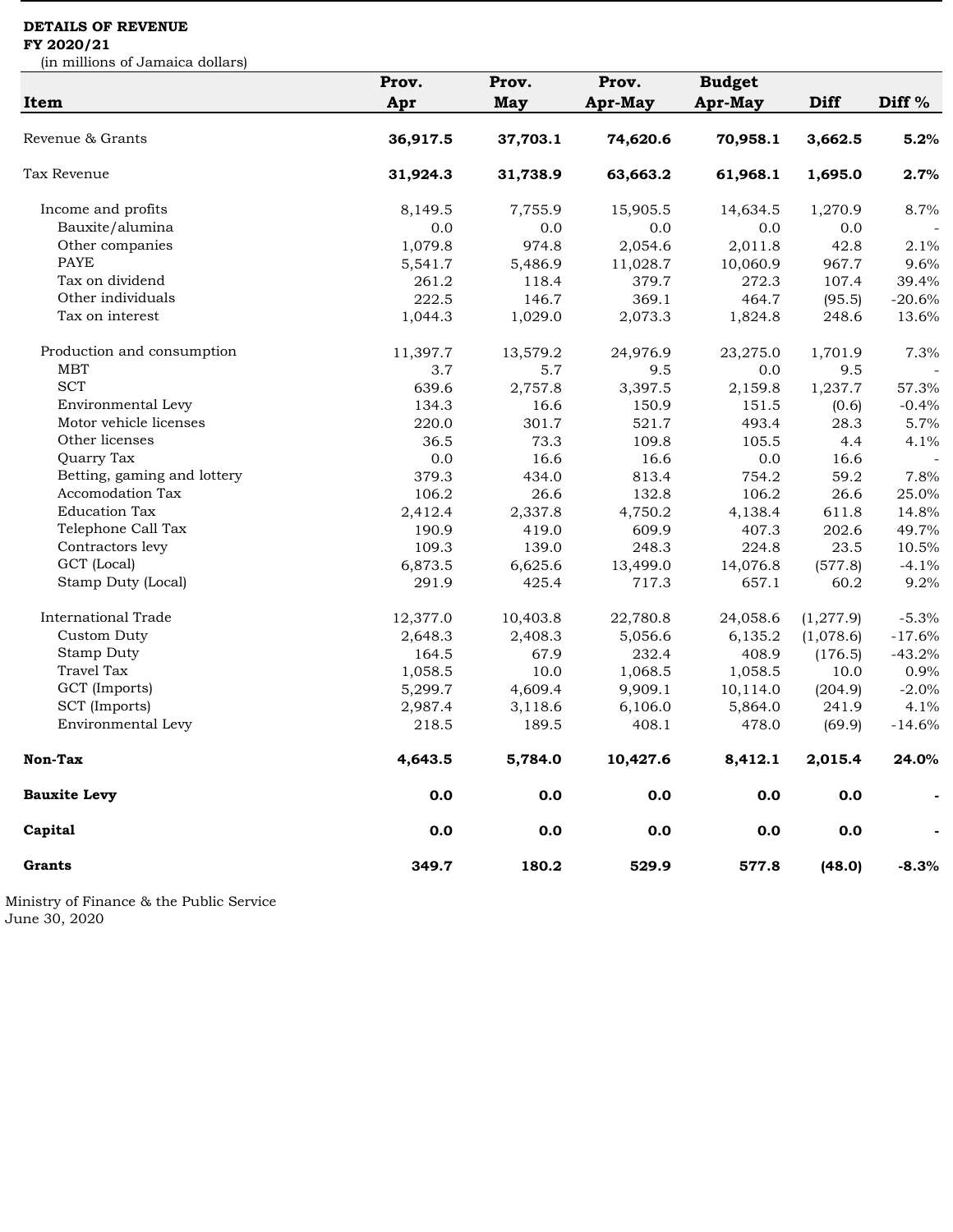**DETAILS OF REVENUE**
**FY 2020/21**
(in millions of Jamaica dollars)

| Item | Prov. Apr | Prov. May | Prov. Apr-May | Budget Apr-May | Diff | Diff % |
|---|---|---|---|---|---|---|
| Revenue & Grants | **36,917.5** | **37,703.1** | **74,620.6** | **70,958.1** | **3,662.5** | **5.2%** |
| Tax Revenue | **31,924.3** | **31,738.9** | **63,663.2** | **61,968.1** | **1,695.0** | **2.7%** |
| Income and profits | 8,149.5 | 7,755.9 | 15,905.5 | 14,634.5 | 1,270.9 | 8.7% |
| Bauxite/alumina | 0.0 | 0.0 | 0.0 | 0.0 | 0.0 | - |
| Other companies | 1,079.8 | 974.8 | 2,054.6 | 2,011.8 | 42.8 | 2.1% |
| PAYE | 5,541.7 | 5,486.9 | 11,028.7 | 10,060.9 | 967.7 | 9.6% |
| Tax on dividend | 261.2 | 118.4 | 379.7 | 272.3 | 107.4 | 39.4% |
| Other individuals | 222.5 | 146.7 | 369.1 | 464.7 | (95.5) | -20.6% |
| Tax on interest | 1,044.3 | 1,029.0 | 2,073.3 | 1,824.8 | 248.6 | 13.6% |
| Production and consumption | 11,397.7 | 13,579.2 | 24,976.9 | 23,275.0 | 1,701.9 | 7.3% |
| MBT | 3.7 | 5.7 | 9.5 | 0.0 | 9.5 | - |
| SCT | 639.6 | 2,757.8 | 3,397.5 | 2,159.8 | 1,237.7 | 57.3% |
| Environmental Levy | 134.3 | 16.6 | 150.9 | 151.5 | (0.6) | -0.4% |
| Motor vehicle licenses | 220.0 | 301.7 | 521.7 | 493.4 | 28.3 | 5.7% |
| Other licenses | 36.5 | 73.3 | 109.8 | 105.5 | 4.4 | 4.1% |
| Quarry Tax | 0.0 | 16.6 | 16.6 | 0.0 | 16.6 | - |
| Betting, gaming and lottery | 379.3 | 434.0 | 813.4 | 754.2 | 59.2 | 7.8% |
| Accomodation Tax | 106.2 | 26.6 | 132.8 | 106.2 | 26.6 | 25.0% |
| Education Tax | 2,412.4 | 2,337.8 | 4,750.2 | 4,138.4 | 611.8 | 14.8% |
| Telephone Call Tax | 190.9 | 419.0 | 609.9 | 407.3 | 202.6 | 49.7% |
| Contractors levy | 109.3 | 139.0 | 248.3 | 224.8 | 23.5 | 10.5% |
| GCT (Local) | 6,873.5 | 6,625.6 | 13,499.0 | 14,076.8 | (577.8) | -4.1% |
| Stamp Duty (Local) | 291.9 | 425.4 | 717.3 | 657.1 | 60.2 | 9.2% |
| International Trade | 12,377.0 | 10,403.8 | 22,780.8 | 24,058.6 | (1,277.9) | -5.3% |
| Custom Duty | 2,648.3 | 2,408.3 | 5,056.6 | 6,135.2 | (1,078.6) | -17.6% |
| Stamp Duty | 164.5 | 67.9 | 232.4 | 408.9 | (176.5) | -43.2% |
| Travel Tax | 1,058.5 | 10.0 | 1,068.5 | 1,058.5 | 10.0 | 0.9% |
| GCT (Imports) | 5,299.7 | 4,609.4 | 9,909.1 | 10,114.0 | (204.9) | -2.0% |
| SCT (Imports) | 2,987.4 | 3,118.6 | 6,106.0 | 5,864.0 | 241.9 | 4.1% |
| Environmental Levy | 218.5 | 189.5 | 408.1 | 478.0 | (69.9) | -14.6% |
| **Non-Tax** | **4,643.5** | **5,784.0** | **10,427.6** | **8,412.1** | **2,015.4** | **24.0%** |
| **Bauxite Levy** | **0.0** | **0.0** | **0.0** | **0.0** | **0.0** | **-** |
| **Capital** | **0.0** | **0.0** | **0.0** | **0.0** | **0.0** | **-** |
| **Grants** | **349.7** | **180.2** | **529.9** | **577.8** | **(48.0)** | **-8.3%** |

Ministry of Finance & the Public Service
June 30, 2020